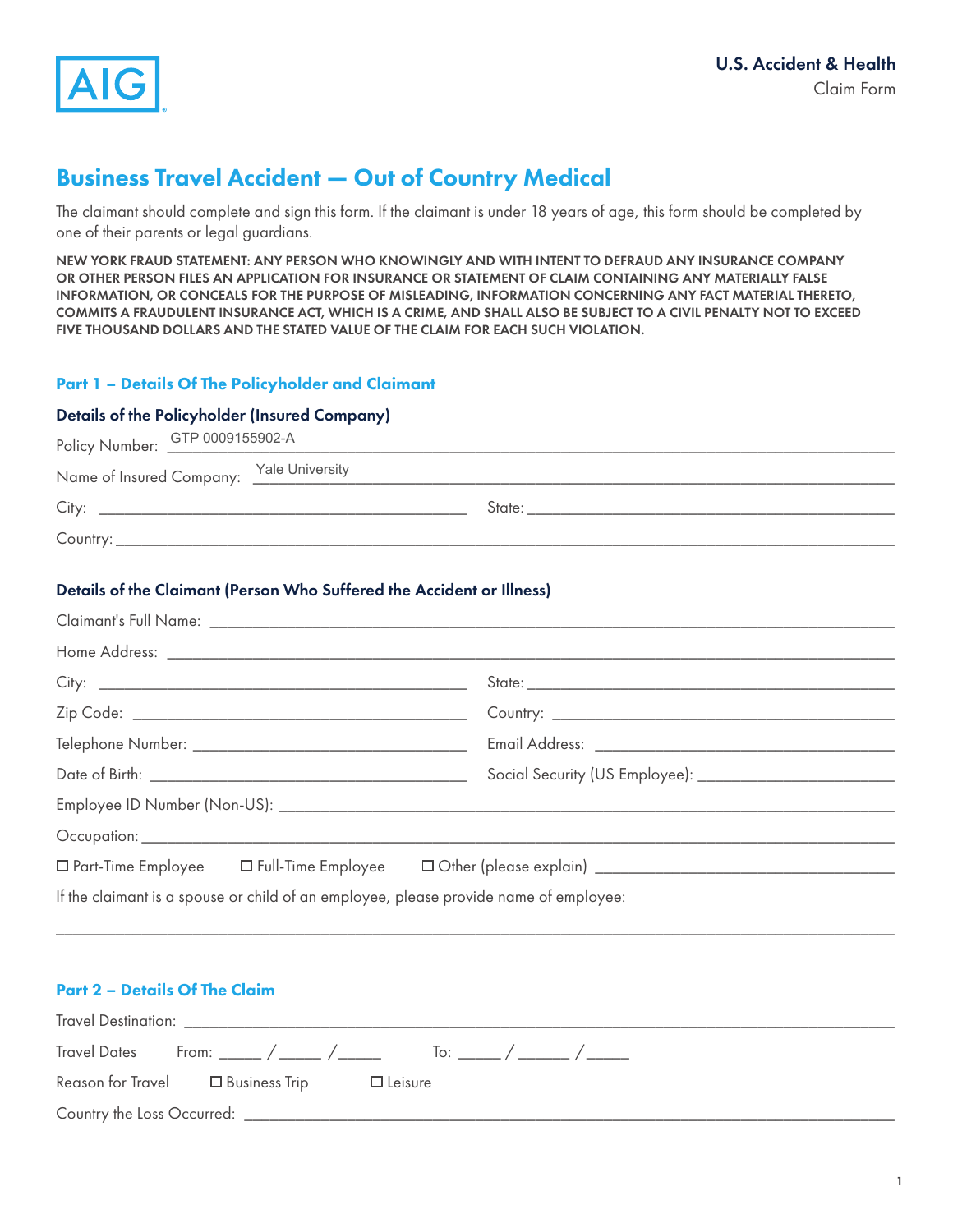AIG

**U.S. Accident & Health**
Claim Form

# Business Travel Accident — Out of Country Medical

The claimant should complete and sign this form. If the claimant is under 18 years of age, this form should be completed by one of their parents or legal guardians.

NEW YORK FRAUD STATEMENT: ANY PERSON WHO KNOWINGLY AND WITH INTENT TO DEFRAUD ANY INSURANCE COMPANY OR OTHER PERSON FILES AN APPLICATION FOR INSURANCE OR STATEMENT OF CLAIM CONTAINING ANY MATERIALLY FALSE INFORMATION, OR CONCEALS FOR THE PURPOSE OF MISLEADING, INFORMATION CONCERNING ANY FACT MATERIAL THERETO, COMMITS A FRAUDULENT INSURANCE ACT, WHICH IS A CRIME, AND SHALL ALSO BE SUBJECT TO A CIVIL PENALTY NOT TO EXCEED FIVE THOUSAND DOLLARS AND THE STATED VALUE OF THE CLAIM FOR EACH SUCH VIOLATION.

## Part 1 – Details Of The Policyholder and Claimant

### Details of the Policyholder (Insured Company)

Policy Number: GTP 0009155902-A

Name of Insured Company: Yale University

City: ______________________ State: ______________________

Country: ______________________

### Details of the Claimant (Person Who Suffered the Accident or Illness)

Claimant's Full Name: ______________________

Home Address: ______________________

City: ______________________ State: ______________________

Zip Code: ______________________ Country: ______________________

Telephone Number: ______________________ Email Address: ______________________

Date of Birth: ______________________ Social Security (US Employee): ______________________

Employee ID Number (Non-US): ______________________

Occupation: ______________________

☐ Part-Time Employee ☐ Full-Time Employee ☐ Other (please explain) ______________________

If the claimant is a spouse or child of an employee, please provide name of employee:

______________________

## Part 2 – Details Of The Claim

Travel Destination: ______________________

Travel Dates From: _____ / _____ / _____ To: _____ / _____ / _____

Reason for Travel ☐ Business Trip ☐ Leisure

Country the Loss Occurred: ______________________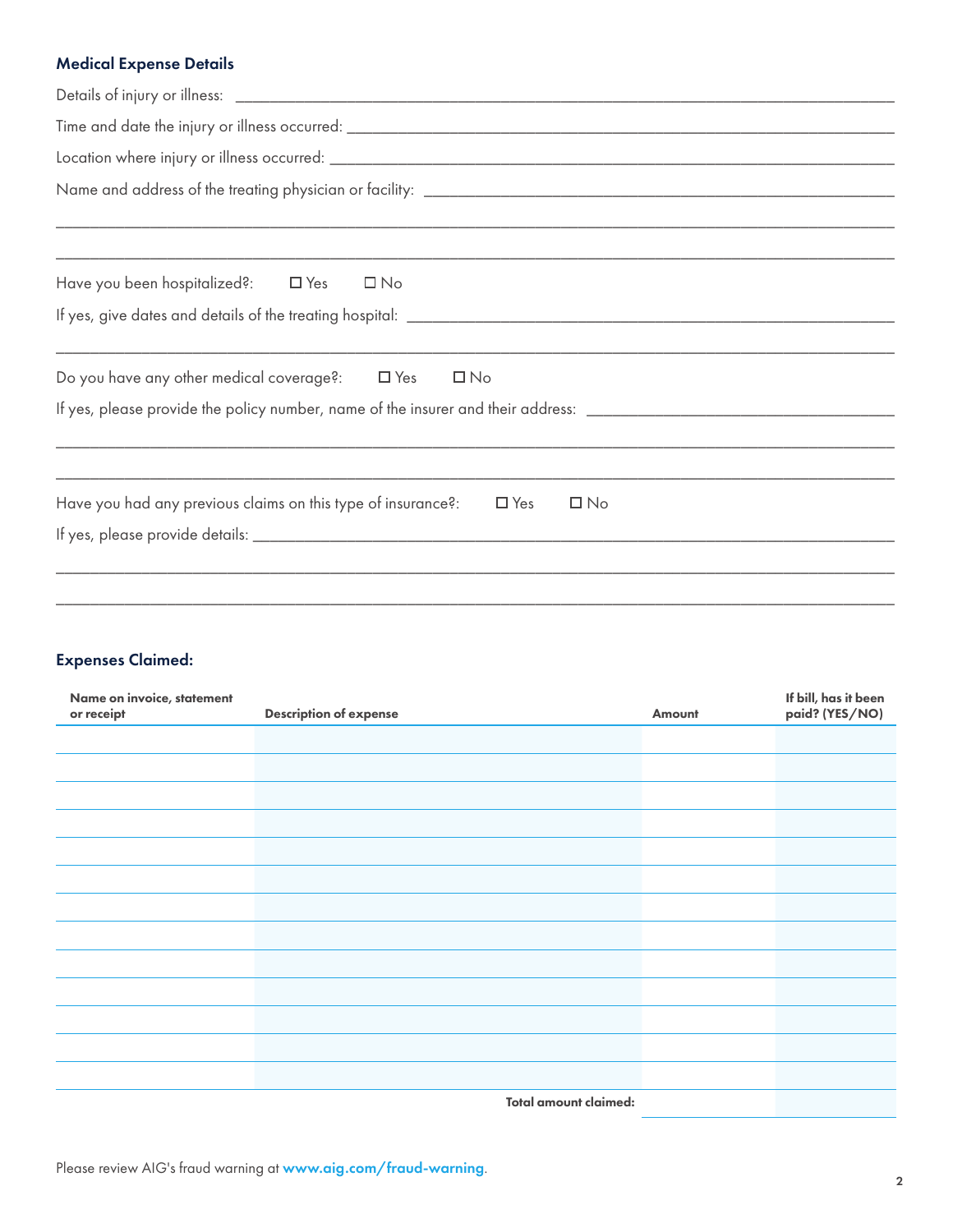## Medical Expense Details

Details of injury or illness: ____________________________________________

Time and date the injury or illness occurred: ____________________________________________

Location where injury or illness occurred: ____________________________________________

Name and address of the treating physician or facility: ____________________________________________

____________________________________________

____________________________________________

Have you been hospitalized?: ☐ Yes ☐ No

If yes, give dates and details of the treating hospital: ____________________________________________

____________________________________________

Do you have any other medical coverage?: ☐ Yes ☐ No

If yes, please provide the policy number, name of the insurer and their address: ____________________________________________

____________________________________________

____________________________________________

Have you had any previous claims on this type of insurance?: ☐ Yes ☐ No

If yes, please provide details: ____________________________________________

____________________________________________

____________________________________________

## Expenses Claimed:

| Name on invoice, statement or receipt | Description of expense | Amount | If bill, has it been paid? (YES/NO) |
|---|---|---|---|
| | | | |
| | | | |
| | | | |
| | | | |
| | | | |
| | | | |
| | | | |
| | | | |
| | | | |
| | | | |
| | | | |
| | | | |
| | | | |
| | **Total amount claimed:** | | |

Please review AIG's fraud warning at **www.aig.com/fraud-warning**.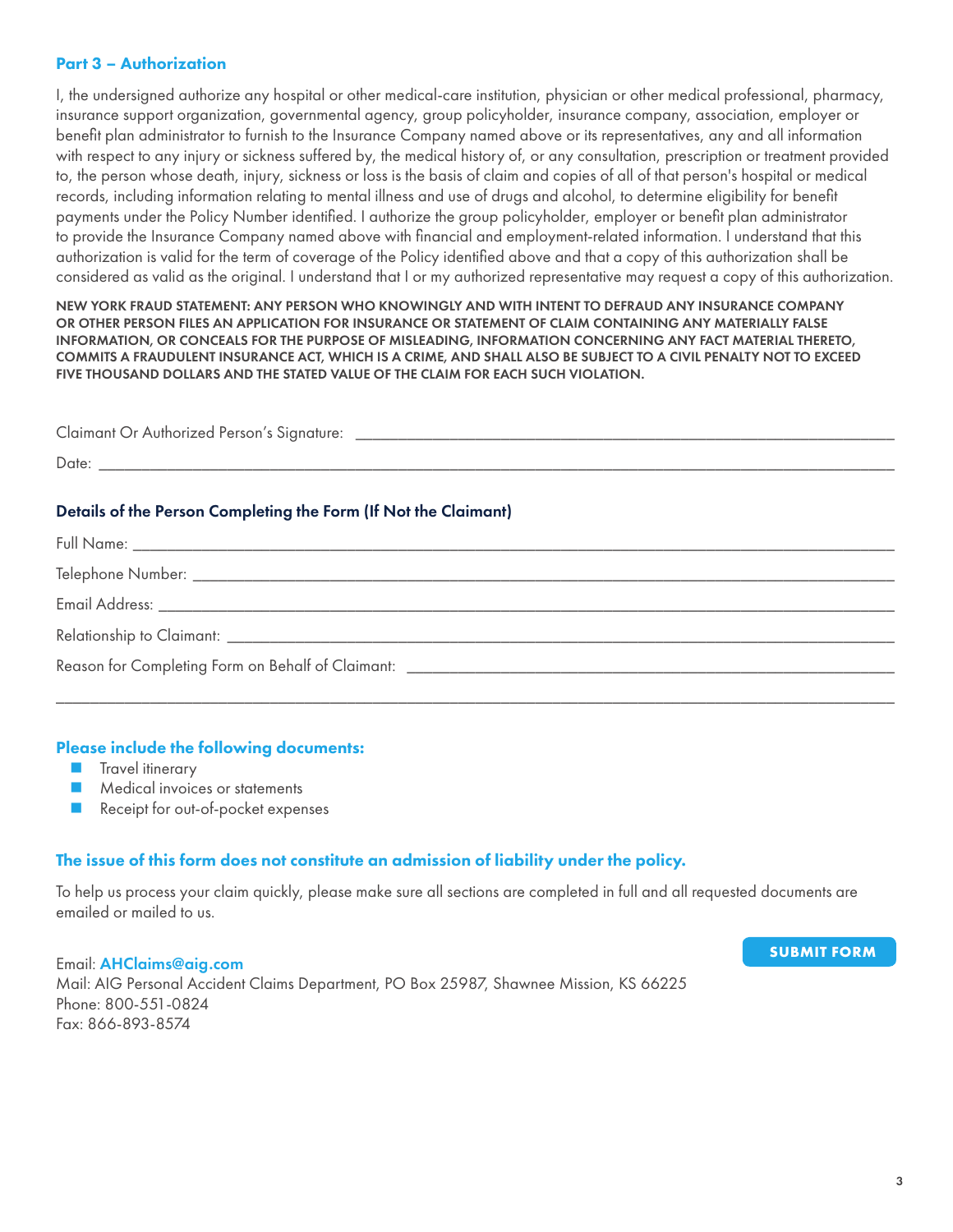## Part 3 – Authorization

I, the undersigned authorize any hospital or other medical-care institution, physician or other medical professional, pharmacy, insurance support organization, governmental agency, group policyholder, insurance company, association, employer or benefit plan administrator to furnish to the Insurance Company named above or its representatives, any and all information with respect to any injury or sickness suffered by, the medical history of, or any consultation, prescription or treatment provided to, the person whose death, injury, sickness or loss is the basis of claim and copies of all of that person's hospital or medical records, including information relating to mental illness and use of drugs and alcohol, to determine eligibility for benefit payments under the Policy Number identified. I authorize the group policyholder, employer or benefit plan administrator to provide the Insurance Company named above with financial and employment-related information. I understand that this authorization is valid for the term of coverage of the Policy identified above and that a copy of this authorization shall be considered as valid as the original. I understand that I or my authorized representative may request a copy of this authorization.

NEW YORK FRAUD STATEMENT: ANY PERSON WHO KNOWINGLY AND WITH INTENT TO DEFRAUD ANY INSURANCE COMPANY OR OTHER PERSON FILES AN APPLICATION FOR INSURANCE OR STATEMENT OF CLAIM CONTAINING ANY MATERIALLY FALSE INFORMATION, OR CONCEALS FOR THE PURPOSE OF MISLEADING, INFORMATION CONCERNING ANY FACT MATERIAL THERETO, COMMITS A FRAUDULENT INSURANCE ACT, WHICH IS A CRIME, AND SHALL ALSO BE SUBJECT TO A CIVIL PENALTY NOT TO EXCEED FIVE THOUSAND DOLLARS AND THE STATED VALUE OF THE CLAIM FOR EACH SUCH VIOLATION.

Claimant Or Authorized Person's Signature: ______________________________

Date: ______________________________

### Details of the Person Completing the Form (If Not the Claimant)

Full Name: ______________________________

Telephone Number: ______________________________

Email Address: ______________________________

Relationship to Claimant: ______________________________

Reason for Completing Form on Behalf of Claimant: ______________________________

______________________________

### Please include the following documents:

- Travel itinerary
- Medical invoices or statements
- Receipt for out-of-pocket expenses

### The issue of this form does not constitute an admission of liability under the policy.

To help us process your claim quickly, please make sure all sections are completed in full and all requested documents are emailed or mailed to us.

**SUBMIT FORM**

Email: AHClaims@aig.com
Mail: AIG Personal Accident Claims Department, PO Box 25987, Shawnee Mission, KS 66225
Phone: 800-551-0824
Fax: 866-893-8574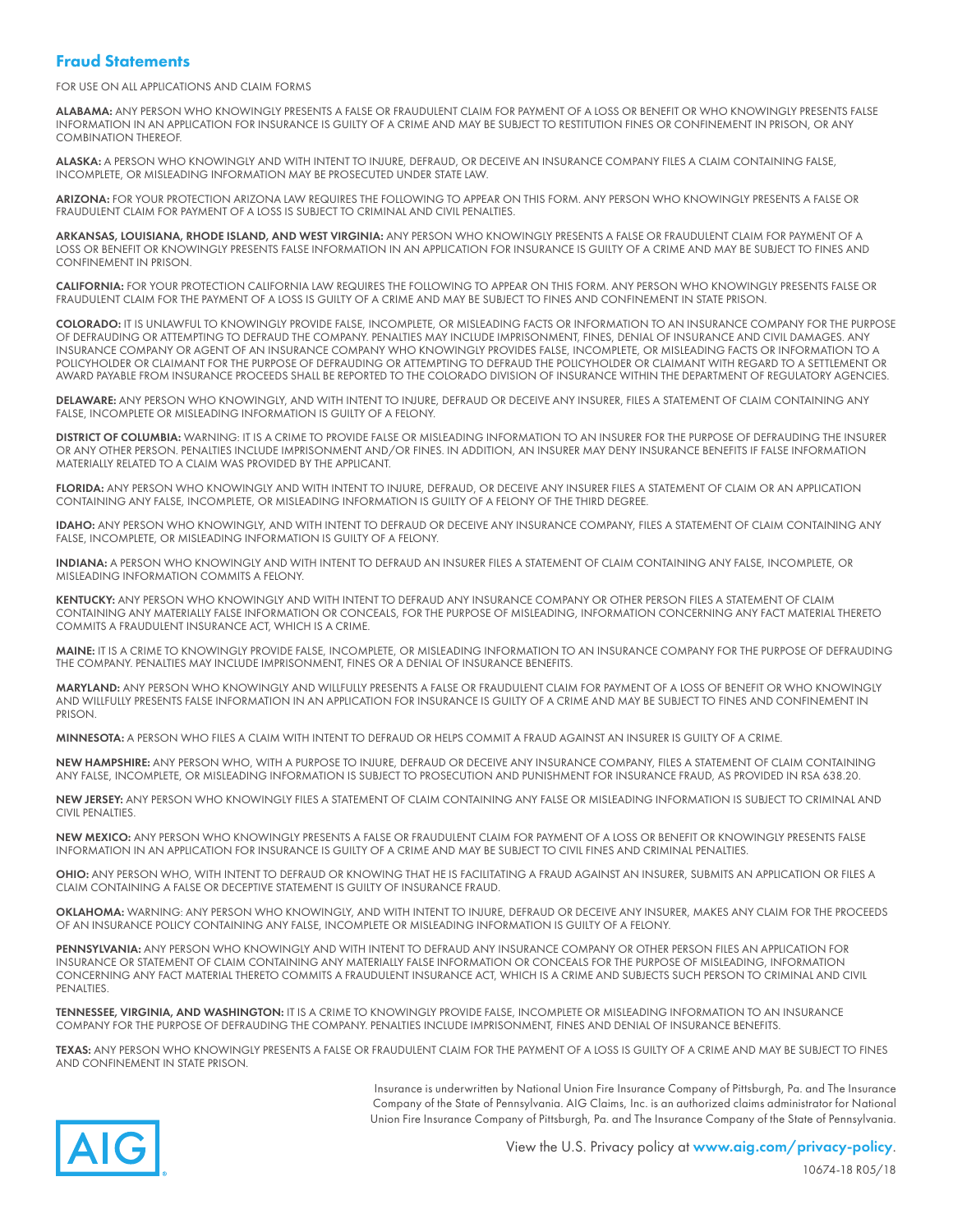## Fraud Statements

FOR USE ON ALL APPLICATIONS AND CLAIM FORMS

**ALABAMA:** ANY PERSON WHO KNOWINGLY PRESENTS A FALSE OR FRAUDULENT CLAIM FOR PAYMENT OF A LOSS OR BENEFIT OR WHO KNOWINGLY PRESENTS FALSE INFORMATION IN AN APPLICATION FOR INSURANCE IS GUILTY OF A CRIME AND MAY BE SUBJECT TO RESTITUTION FINES OR CONFINEMENT IN PRISON, OR ANY COMBINATION THEREOF.

**ALASKA:** A PERSON WHO KNOWINGLY AND WITH INTENT TO INJURE, DEFRAUD, OR DECEIVE AN INSURANCE COMPANY FILES A CLAIM CONTAINING FALSE, INCOMPLETE, OR MISLEADING INFORMATION MAY BE PROSECUTED UNDER STATE LAW.

**ARIZONA:** FOR YOUR PROTECTION ARIZONA LAW REQUIRES THE FOLLOWING TO APPEAR ON THIS FORM. ANY PERSON WHO KNOWINGLY PRESENTS A FALSE OR FRAUDULENT CLAIM FOR PAYMENT OF A LOSS IS SUBJECT TO CRIMINAL AND CIVIL PENALTIES.

**ARKANSAS, LOUISIANA, RHODE ISLAND, AND WEST VIRGINIA:** ANY PERSON WHO KNOWINGLY PRESENTS A FALSE OR FRAUDULENT CLAIM FOR PAYMENT OF A LOSS OR BENEFIT OR KNOWINGLY PRESENTS FALSE INFORMATION IN AN APPLICATION FOR INSURANCE IS GUILTY OF A CRIME AND MAY BE SUBJECT TO FINES AND CONFINEMENT IN PRISON.

**CALIFORNIA:** FOR YOUR PROTECTION CALIFORNIA LAW REQUIRES THE FOLLOWING TO APPEAR ON THIS FORM. ANY PERSON WHO KNOWINGLY PRESENTS FALSE OR FRAUDULENT CLAIM FOR THE PAYMENT OF A LOSS IS GUILTY OF A CRIME AND MAY BE SUBJECT TO FINES AND CONFINEMENT IN STATE PRISON.

**COLORADO:** IT IS UNLAWFUL TO KNOWINGLY PROVIDE FALSE, INCOMPLETE, OR MISLEADING FACTS OR INFORMATION TO AN INSURANCE COMPANY FOR THE PURPOSE OF DEFRAUDING OR ATTEMPTING TO DEFRAUD THE COMPANY. PENALTIES MAY INCLUDE IMPRISONMENT, FINES, DENIAL OF INSURANCE AND CIVIL DAMAGES. ANY INSURANCE COMPANY OR AGENT OF AN INSURANCE COMPANY WHO KNOWINGLY PROVIDES FALSE, INCOMPLETE, OR MISLEADING FACTS OR INFORMATION TO A POLICYHOLDER OR CLAIMANT FOR THE PURPOSE OF DEFRAUDING OR ATTEMPTING TO DEFRAUD THE POLICYHOLDER OR CLAIMANT WITH REGARD TO A SETTLEMENT OR AWARD PAYABLE FROM INSURANCE PROCEEDS SHALL BE REPORTED TO THE COLORADO DIVISION OF INSURANCE WITHIN THE DEPARTMENT OF REGULATORY AGENCIES.

**DELAWARE:** ANY PERSON WHO KNOWINGLY, AND WITH INTENT TO INJURE, DEFRAUD OR DECEIVE ANY INSURER, FILES A STATEMENT OF CLAIM CONTAINING ANY FALSE, INCOMPLETE OR MISLEADING INFORMATION IS GUILTY OF A FELONY.

**DISTRICT OF COLUMBIA:** WARNING: IT IS A CRIME TO PROVIDE FALSE OR MISLEADING INFORMATION TO AN INSURER FOR THE PURPOSE OF DEFRAUDING THE INSURER OR ANY OTHER PERSON. PENALTIES INCLUDE IMPRISONMENT AND/OR FINES. IN ADDITION, AN INSURER MAY DENY INSURANCE BENEFITS IF FALSE INFORMATION MATERIALLY RELATED TO A CLAIM WAS PROVIDED BY THE APPLICANT.

**FLORIDA:** ANY PERSON WHO KNOWINGLY AND WITH INTENT TO INJURE, DEFRAUD, OR DECEIVE ANY INSURER FILES A STATEMENT OF CLAIM OR AN APPLICATION CONTAINING ANY FALSE, INCOMPLETE, OR MISLEADING INFORMATION IS GUILTY OF A FELONY OF THE THIRD DEGREE.

**IDAHO:** ANY PERSON WHO KNOWINGLY, AND WITH INTENT TO DEFRAUD OR DECEIVE ANY INSURANCE COMPANY, FILES A STATEMENT OF CLAIM CONTAINING ANY FALSE, INCOMPLETE, OR MISLEADING INFORMATION IS GUILTY OF A FELONY.

**INDIANA:** A PERSON WHO KNOWINGLY AND WITH INTENT TO DEFRAUD AN INSURER FILES A STATEMENT OF CLAIM CONTAINING ANY FALSE, INCOMPLETE, OR MISLEADING INFORMATION COMMITS A FELONY.

**KENTUCKY:** ANY PERSON WHO KNOWINGLY AND WITH INTENT TO DEFRAUD ANY INSURANCE COMPANY OR OTHER PERSON FILES A STATEMENT OF CLAIM CONTAINING ANY MATERIALLY FALSE INFORMATION OR CONCEALS, FOR THE PURPOSE OF MISLEADING, INFORMATION CONCERNING ANY FACT MATERIAL THERETO COMMITS A FRAUDULENT INSURANCE ACT, WHICH IS A CRIME.

**MAINE:** IT IS A CRIME TO KNOWINGLY PROVIDE FALSE, INCOMPLETE, OR MISLEADING INFORMATION TO AN INSURANCE COMPANY FOR THE PURPOSE OF DEFRAUDING THE COMPANY. PENALTIES MAY INCLUDE IMPRISONMENT, FINES OR A DENIAL OF INSURANCE BENEFITS.

**MARYLAND:** ANY PERSON WHO KNOWINGLY AND WILLFULLY PRESENTS A FALSE OR FRAUDULENT CLAIM FOR PAYMENT OF A LOSS OF BENEFIT OR WHO KNOWINGLY AND WILLFULLY PRESENTS FALSE INFORMATION IN AN APPLICATION FOR INSURANCE IS GUILTY OF A CRIME AND MAY BE SUBJECT TO FINES AND CONFINEMENT IN PRISON.

**MINNESOTA:** A PERSON WHO FILES A CLAIM WITH INTENT TO DEFRAUD OR HELPS COMMIT A FRAUD AGAINST AN INSURER IS GUILTY OF A CRIME.

**NEW HAMPSHIRE:** ANY PERSON WHO, WITH A PURPOSE TO INJURE, DEFRAUD OR DECEIVE ANY INSURANCE COMPANY, FILES A STATEMENT OF CLAIM CONTAINING ANY FALSE, INCOMPLETE, OR MISLEADING INFORMATION IS SUBJECT TO PROSECUTION AND PUNISHMENT FOR INSURANCE FRAUD, AS PROVIDED IN RSA 638.20.

**NEW JERSEY:** ANY PERSON WHO KNOWINGLY FILES A STATEMENT OF CLAIM CONTAINING ANY FALSE OR MISLEADING INFORMATION IS SUBJECT TO CRIMINAL AND CIVIL PENALTIES.

**NEW MEXICO:** ANY PERSON WHO KNOWINGLY PRESENTS A FALSE OR FRAUDULENT CLAIM FOR PAYMENT OF A LOSS OR BENEFIT OR KNOWINGLY PRESENTS FALSE INFORMATION IN AN APPLICATION FOR INSURANCE IS GUILTY OF A CRIME AND MAY BE SUBJECT TO CIVIL FINES AND CRIMINAL PENALTIES.

**OHIO:** ANY PERSON WHO, WITH INTENT TO DEFRAUD OR KNOWING THAT HE IS FACILITATING A FRAUD AGAINST AN INSURER, SUBMITS AN APPLICATION OR FILES A CLAIM CONTAINING A FALSE OR DECEPTIVE STATEMENT IS GUILTY OF INSURANCE FRAUD.

**OKLAHOMA:** WARNING: ANY PERSON WHO KNOWINGLY, AND WITH INTENT TO INJURE, DEFRAUD OR DECEIVE ANY INSURER, MAKES ANY CLAIM FOR THE PROCEEDS OF AN INSURANCE POLICY CONTAINING ANY FALSE, INCOMPLETE OR MISLEADING INFORMATION IS GUILTY OF A FELONY.

**PENNSYLVANIA:** ANY PERSON WHO KNOWINGLY AND WITH INTENT TO DEFRAUD ANY INSURANCE COMPANY OR OTHER PERSON FILES AN APPLICATION FOR INSURANCE OR STATEMENT OF CLAIM CONTAINING ANY MATERIALLY FALSE INFORMATION OR CONCEALS FOR THE PURPOSE OF MISLEADING, INFORMATION CONCERNING ANY FACT MATERIAL THERETO COMMITS A FRAUDULENT INSURANCE ACT, WHICH IS A CRIME AND SUBJECTS SUCH PERSON TO CRIMINAL AND CIVIL PENALTIES.

**TENNESSEE, VIRGINIA, AND WASHINGTON:** IT IS A CRIME TO KNOWINGLY PROVIDE FALSE, INCOMPLETE OR MISLEADING INFORMATION TO AN INSURANCE COMPANY FOR THE PURPOSE OF DEFRAUDING THE COMPANY. PENALTIES INCLUDE IMPRISONMENT, FINES AND DENIAL OF INSURANCE BENEFITS.

**TEXAS:** ANY PERSON WHO KNOWINGLY PRESENTS A FALSE OR FRAUDULENT CLAIM FOR THE PAYMENT OF A LOSS IS GUILTY OF A CRIME AND MAY BE SUBJECT TO FINES AND CONFINEMENT IN STATE PRISON.

Insurance is underwritten by National Union Fire Insurance Company of Pittsburgh, Pa. and The Insurance Company of the State of Pennsylvania. AIG Claims, Inc. is an authorized claims administrator for National Union Fire Insurance Company of Pittsburgh, Pa. and The Insurance Company of the State of Pennsylvania.

AIG

View the U.S. Privacy policy at **www.aig.com/privacy-policy**.

10674-18 R05/18